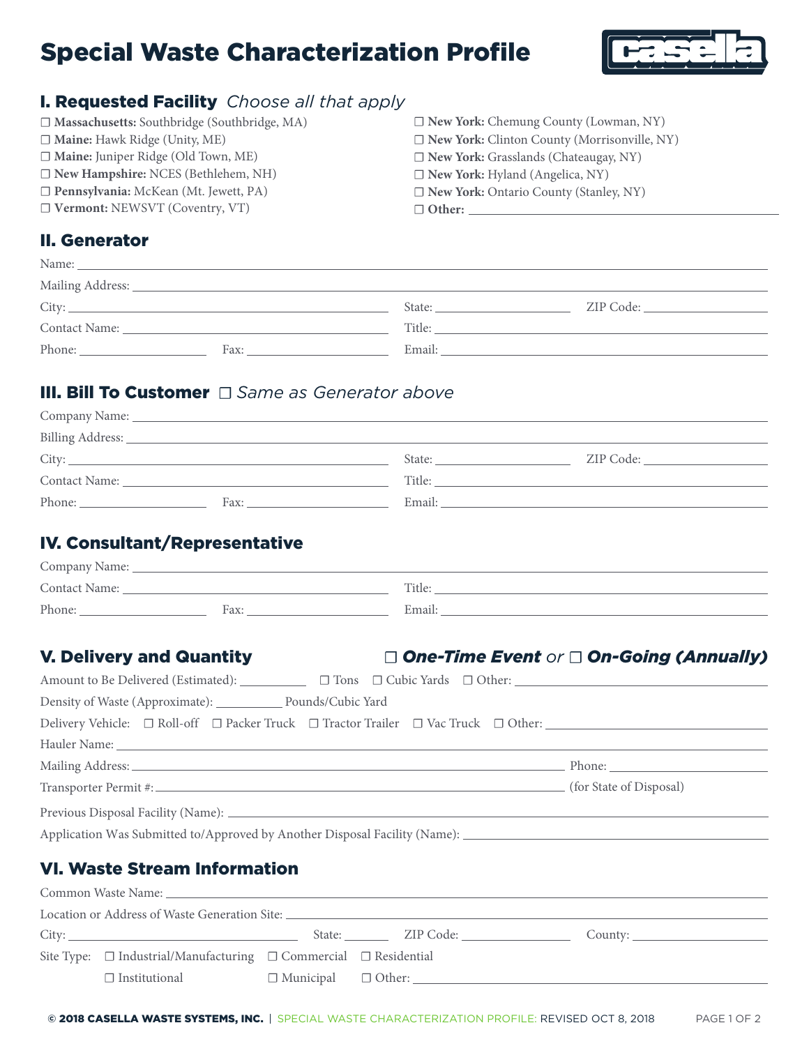# Special Waste Characterization Profile

## I. Requested Facility *Choose all that apply*

- ☐ **Massachusetts:** Southbridge (Southbridge, MA)
- ☐ **Maine:** Hawk Ridge (Unity, ME)
- ☐ **Maine:** Juniper Ridge (Old Town, ME)
- ☐ **New Hampshire:** NCES (Bethlehem, NH)
- ☐ **Pennsylvania:** McKean (Mt. Jewett, PA)
- ☐ **Vermont:** NEWSVT (Coventry, VT)
- ☐ **New York:** Chemung County (Lowman, NY)
- ☐ **New York:** Clinton County (Morrisonville, NY)
- ☐ **New York:** Grasslands (Chateaugay, NY)
- ☐ **New York:** Hyland (Angelica, NY)
- ☐ **New York:** Ontario County (Stanley, NY)
- ☐ **Other:** ______

## II. Generator

Name: ______

Mailing Address: ______

City: ______ State: ______ ZIP Code: ______

Contact Name: ______ Title: ______

Phone: ______ Fax: ______ Email: ______

## III. Bill To Customer ☐ *Same as Generator above*

Company Name: ______

Billing Address: ______

City: ______ State: ______ ZIP Code: ______

Contact Name: ______ Title: ______

Phone: ______ Fax: ______ Email: ______

## IV. Consultant/Representative

Company Name: ______

Contact Name: ______ Title: ______

Phone: ______ Fax: ______ Email: ______

## V. Delivery and Quantity ☐ *One-Time Event* or ☐ *On-Going (Annually)*

Amount to Be Delivered (Estimated): ______ ☐ Tons ☐ Cubic Yards ☐ Other: ______

Density of Waste (Approximate): ______ Pounds/Cubic Yard

Delivery Vehicle: ☐ Roll-off ☐ Packer Truck ☐ Tractor Trailer ☐ Vac Truck ☐ Other: ______

Hauler Name: ______

Mailing Address: ______ Phone: ______

Transporter Permit #: ______ (for State of Disposal)

Previous Disposal Facility (Name): ______

Application Was Submitted to/Approved by Another Disposal Facility (Name): ______

## VI. Waste Stream Information

Common Waste Name: ______

Location or Address of Waste Generation Site: ______

City: ______ State: ______ ZIP Code: ______ County: ______

Site Type: ☐ Industrial/Manufacturing ☐ Commercial ☐ Residential ☐ Institutional ☐ Municipal ☐ Other: ______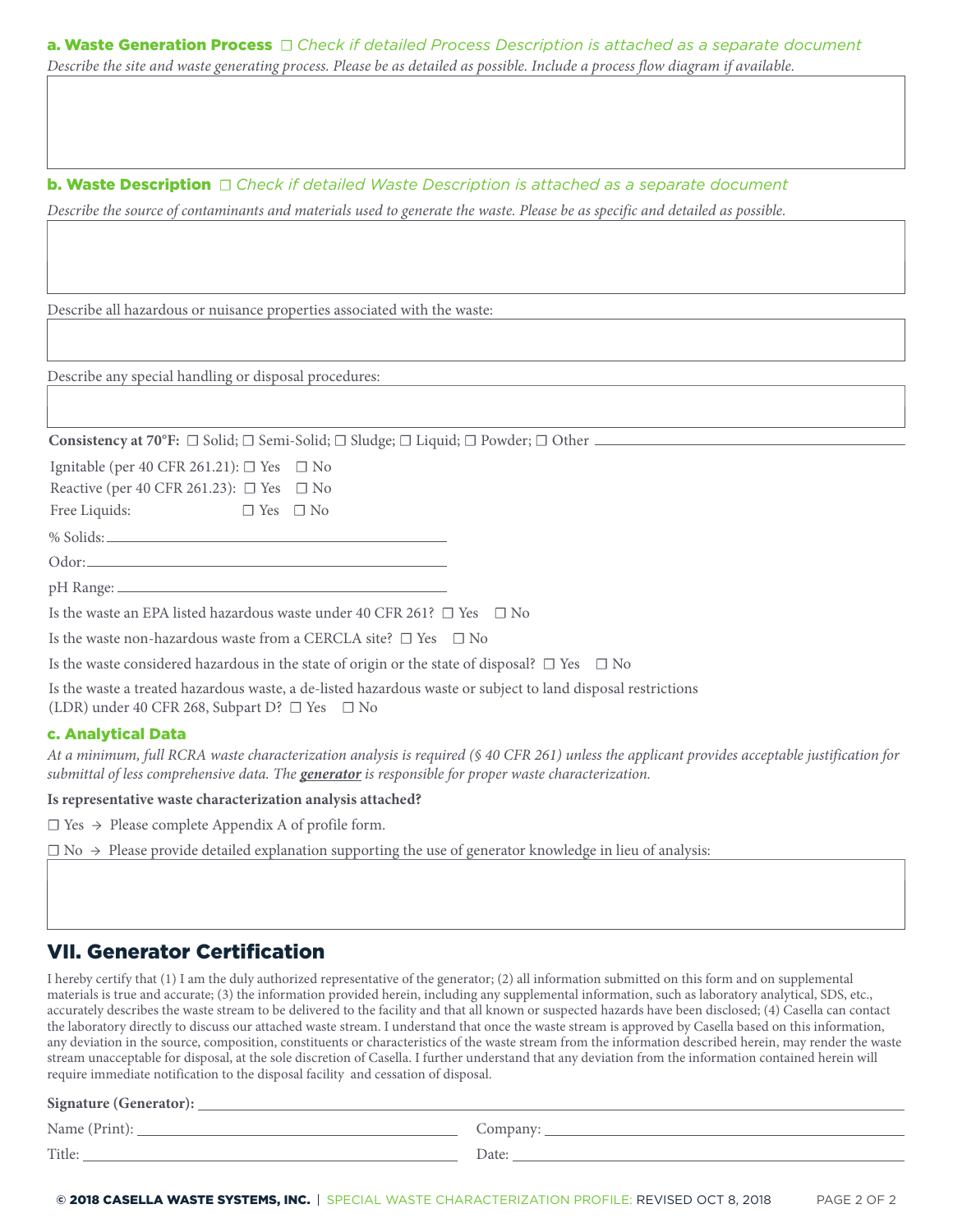### a. Waste Generation Process ☐ *Check if detailed Process Description is attached as a separate document*

*Describe the site and waste generating process. Please be as detailed as possible. Include a process flow diagram if available.*

### b. Waste Description ☐ *Check if detailed Waste Description is attached as a separate document*

*Describe the source of contaminants and materials used to generate the waste. Please be as specific and detailed as possible.*

Describe all hazardous or nuisance properties associated with the waste:

Describe any special handling or disposal procedures:

**Consistency at 70°F:** ☐ Solid; ☐ Semi-Solid; ☐ Sludge; ☐ Liquid; ☐ Powder; ☐ Other ______

Ignitable (per 40 CFR 261.21): ☐ Yes ☐ No

Reactive (per 40 CFR 261.23): ☐ Yes ☐ No

Free Liquids: ☐ Yes ☐ No

% Solids: ______

Odor: ______

pH Range: ______

Is the waste an EPA listed hazardous waste under 40 CFR 261? ☐ Yes ☐ No

Is the waste non-hazardous waste from a CERCLA site? ☐ Yes ☐ No

Is the waste considered hazardous in the state of origin or the state of disposal? ☐ Yes ☐ No

Is the waste a treated hazardous waste, a de-listed hazardous waste or subject to land disposal restrictions (LDR) under 40 CFR 268, Subpart D? ☐ Yes ☐ No

### c. Analytical Data

*At a minimum, full RCRA waste characterization analysis is required (§ 40 CFR 261) unless the applicant provides acceptable justification for submittal of less comprehensive data. The* ***generator*** *is responsible for proper waste characterization.*

**Is representative waste characterization analysis attached?**

☐ Yes → Please complete Appendix A of profile form.

☐ No → Please provide detailed explanation supporting the use of generator knowledge in lieu of analysis:

## VII. Generator Certification

I hereby certify that (1) I am the duly authorized representative of the generator; (2) all information submitted on this form and on supplemental materials is true and accurate; (3) the information provided herein, including any supplemental information, such as laboratory analytical, SDS, etc., accurately describes the waste stream to be delivered to the facility and that all known or suspected hazards have been disclosed; (4) Casella can contact the laboratory directly to discuss our attached waste stream. I understand that once the waste stream is approved by Casella based on this information, any deviation in the source, composition, constituents or characteristics of the waste stream from the information described herein, may render the waste stream unacceptable for disposal, at the sole discretion of Casella. I further understand that any deviation from the information contained herein will require immediate notification to the disposal facility and cessation of disposal.

**Signature (Generator):** ______

Name (Print): ______ Company: ______

Title: ______ Date: ______

**© 2018 CASELLA WASTE SYSTEMS, INC.** | SPECIAL WASTE CHARACTERIZATION PROFILE: REVISED OCT 8, 2018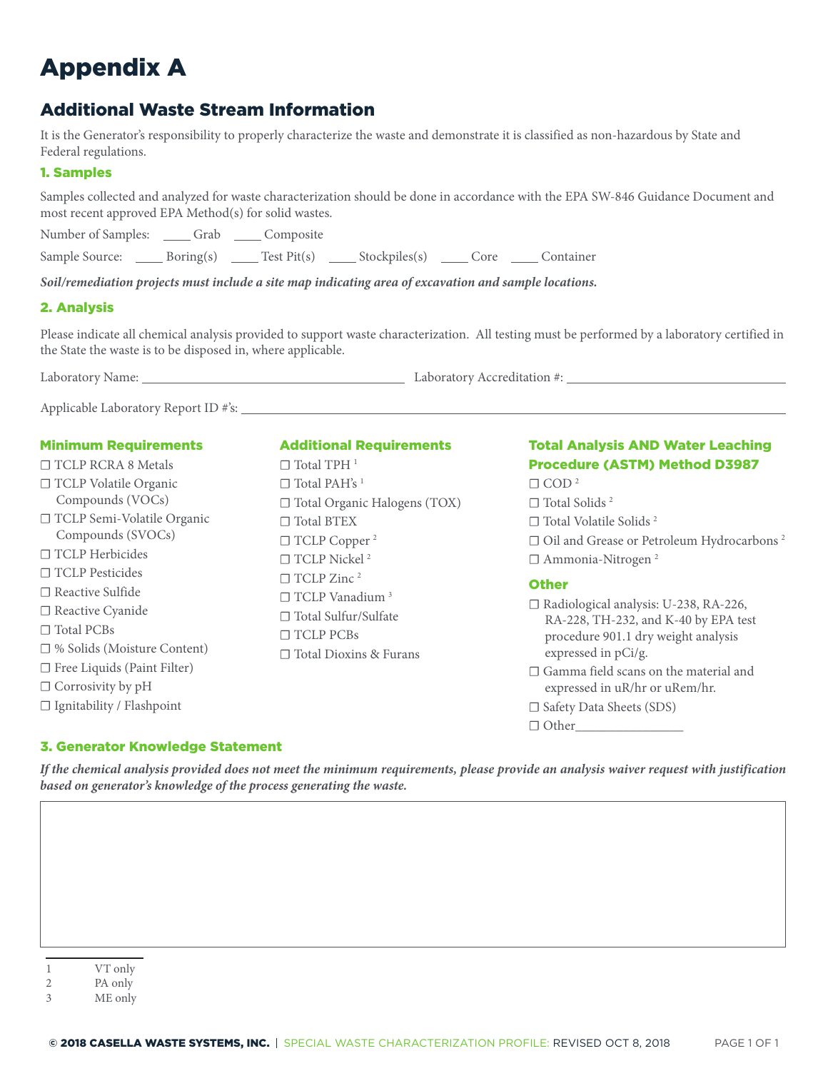# Appendix A

## Additional Waste Stream Information

It is the Generator's responsibility to properly characterize the waste and demonstrate it is classified as non-hazardous by State and Federal regulations.

### 1. Samples

Samples collected and analyzed for waste characterization should be done in accordance with the EPA SW-846 Guidance Document and most recent approved EPA Method(s) for solid wastes.

Number of Samples: ____ Grab ____ Composite

Sample Source: ____ Boring(s) ____ Test Pit(s) ____ Stockpiles(s) ____ Core ____ Container

***Soil/remediation projects must include a site map indicating area of excavation and sample locations.***

### 2. Analysis

Please indicate all chemical analysis provided to support waste characterization. All testing must be performed by a laboratory certified in the State the waste is to be disposed in, where applicable.

Laboratory Name: ______________________ Laboratory Accreditation #: ______________________

Applicable Laboratory Report ID #'s: ______________________

#### Minimum Requirements

- ☐ TCLP RCRA 8 Metals
- ☐ TCLP Volatile Organic Compounds (VOCs)
- ☐ TCLP Semi-Volatile Organic Compounds (SVOCs)
- ☐ TCLP Herbicides
- ☐ TCLP Pesticides
- ☐ Reactive Sulfide
- ☐ Reactive Cyanide
- ☐ Total PCBs
- ☐ % Solids (Moisture Content)
- ☐ Free Liquids (Paint Filter)
- ☐ Corrosivity by pH
- ☐ Ignitability / Flashpoint

#### Additional Requirements

- ☐ Total TPH [1]
- ☐ Total PAH's [1]
- ☐ Total Organic Halogens (TOX)
- ☐ Total BTEX
- ☐ TCLP Copper [2]
- ☐ TCLP Nickel [2]
- ☐ TCLP Zinc [2]
- ☐ TCLP Vanadium [3]
- ☐ Total Sulfur/Sulfate
- ☐ TCLP PCBs
- ☐ Total Dioxins & Furans

#### Total Analysis AND Water Leaching Procedure (ASTM) Method D3987

- ☐ COD [2]
- ☐ Total Solids [2]
- ☐ Total Volatile Solids [2]
- ☐ Oil and Grease or Petroleum Hydrocarbons [2]
- ☐ Ammonia-Nitrogen [2]

#### Other

- ☐ Radiological analysis: U-238, RA-226, RA-228, TH-232, and K-40 by EPA test procedure 901.1 dry weight analysis expressed in pCi/g.
- ☐ Gamma field scans on the material and expressed in uR/hr or uRem/hr.
- ☐ Safety Data Sheets (SDS)
- ☐ Other________________

### 3. Generator Knowledge Statement

***If the chemical analysis provided does not meet the minimum requirements, please provide an analysis waiver request with justification based on generator's knowledge of the process generating the waste.***

| |
|---|
| |

1 VT only
2 PA only
3 ME only

© 2018 CASELLA WASTE SYSTEMS, INC. | SPECIAL WASTE CHARACTERIZATION PROFILE: REVISED OCT 8, 2018